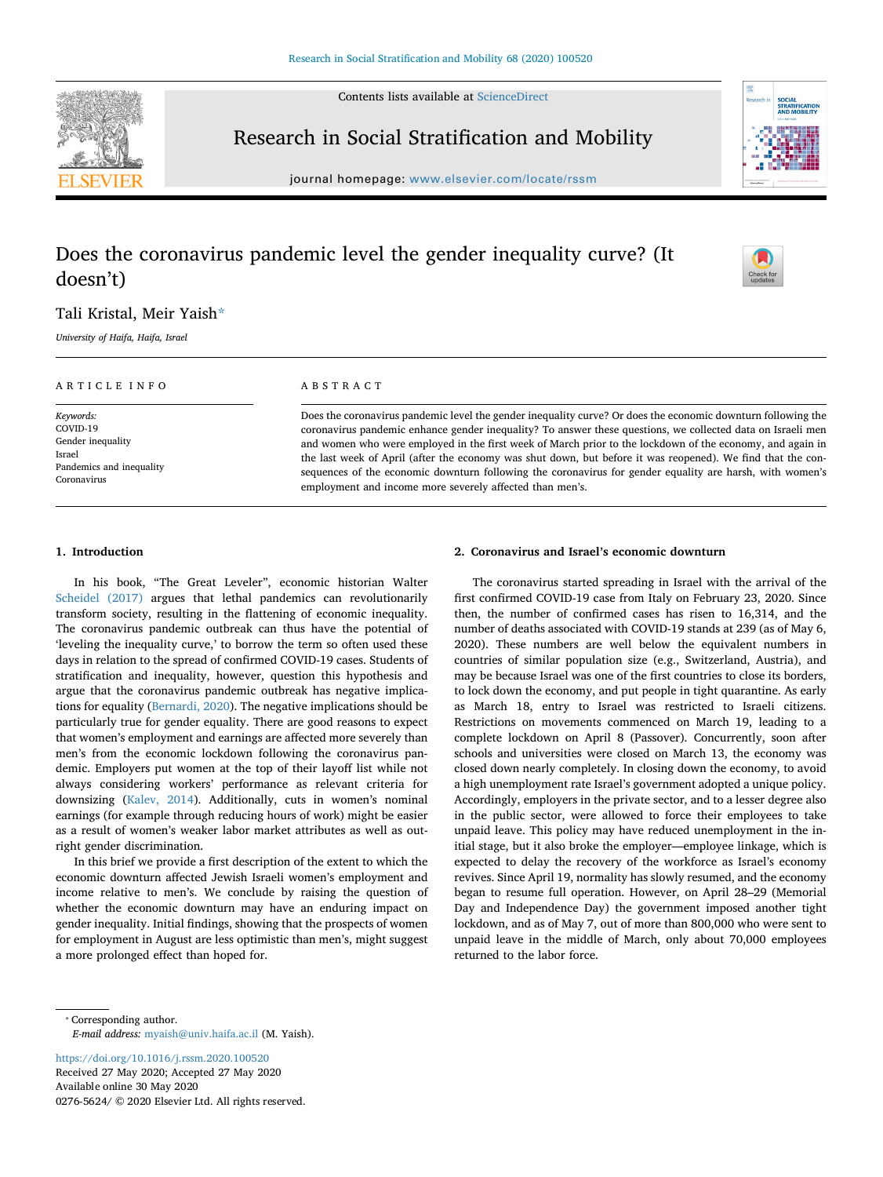# Does the coronavirus pandemic level the gender inequality curve? (It doesn't)

Tali Kristal, Meir Yaish*

*University of Haifa, Haifa, Israel*

**ARTICLE INFO**

*Keywords:*
COVID-19
Gender inequality
Israel
Pandemics and inequality
Coronavirus

**ABSTRACT**

Does the coronavirus pandemic level the gender inequality curve? Or does the economic downturn following the coronavirus pandemic enhance gender inequality? To answer these questions, we collected data on Israeli men and women who were employed in the first week of March prior to the lockdown of the economy, and again in the last week of April (after the economy was shut down, but before it was reopened). We find that the consequences of the economic downturn following the coronavirus for gender equality are harsh, with women's employment and income more severely affected than men's.

## 1. Introduction

In his book, "The Great Leveler", economic historian Walter Scheidel (2017) argues that lethal pandemics can revolutionarily transform society, resulting in the flattening of economic inequality. The coronavirus pandemic outbreak can thus have the potential of 'leveling the inequality curve,' to borrow the term so often used these days in relation to the spread of confirmed COVID-19 cases. Students of stratification and inequality, however, question this hypothesis and argue that the coronavirus pandemic outbreak has negative implications for equality (Bernardi, 2020). The negative implications should be particularly true for gender equality. There are good reasons to expect that women's employment and earnings are affected more severely than men's from the economic lockdown following the coronavirus pandemic. Employers put women at the top of their layoff list while not always considering workers' performance as relevant criteria for downsizing (Kalev, 2014). Additionally, cuts in women's nominal earnings (for example through reducing hours of work) might be easier as a result of women's weaker labor market attributes as well as outright gender discrimination.

In this brief we provide a first description of the extent to which the economic downturn affected Jewish Israeli women's employment and income relative to men's. We conclude by raising the question of whether the economic downturn may have an enduring impact on gender inequality. Initial findings, showing that the prospects of women for employment in August are less optimistic than men's, might suggest a more prolonged effect than hoped for.

## 2. Coronavirus and Israel's economic downturn

The coronavirus started spreading in Israel with the arrival of the first confirmed COVID-19 case from Italy on February 23, 2020. Since then, the number of confirmed cases has risen to 16,314, and the number of deaths associated with COVID-19 stands at 239 (as of May 6, 2020). These numbers are well below the equivalent numbers in countries of similar population size (e.g., Switzerland, Austria), and may be because Israel was one of the first countries to close its borders, to lock down the economy, and put people in tight quarantine. As early as March 18, entry to Israel was restricted to Israeli citizens. Restrictions on movements commenced on March 19, leading to a complete lockdown on April 8 (Passover). Concurrently, soon after schools and universities were closed on March 13, the economy was closed down nearly completely. In closing down the economy, to avoid a high unemployment rate Israel's government adopted a unique policy. Accordingly, employers in the private sector, and to a lesser degree also in the public sector, were allowed to force their employees to take unpaid leave. This policy may have reduced unemployment in the initial stage, but it also broke the employer—employee linkage, which is expected to delay the recovery of the workforce as Israel's economy revives. Since April 19, normality has slowly resumed, and the economy began to resume full operation. However, on April 28–29 (Memorial Day and Independence Day) the government imposed another tight lockdown, and as of May 7, out of more than 800,000 who were sent to unpaid leave in the middle of March, only about 70,000 employees returned to the labor force.

---

* Corresponding author.
*E-mail address:* myaish@univ.haifa.ac.il (M. Yaish).

https://doi.org/10.1016/j.rssm.2020.100520
Received 27 May 2020; Accepted 27 May 2020
Available online 30 May 2020
0276-5624/ © 2020 Elsevier Ltd. All rights reserved.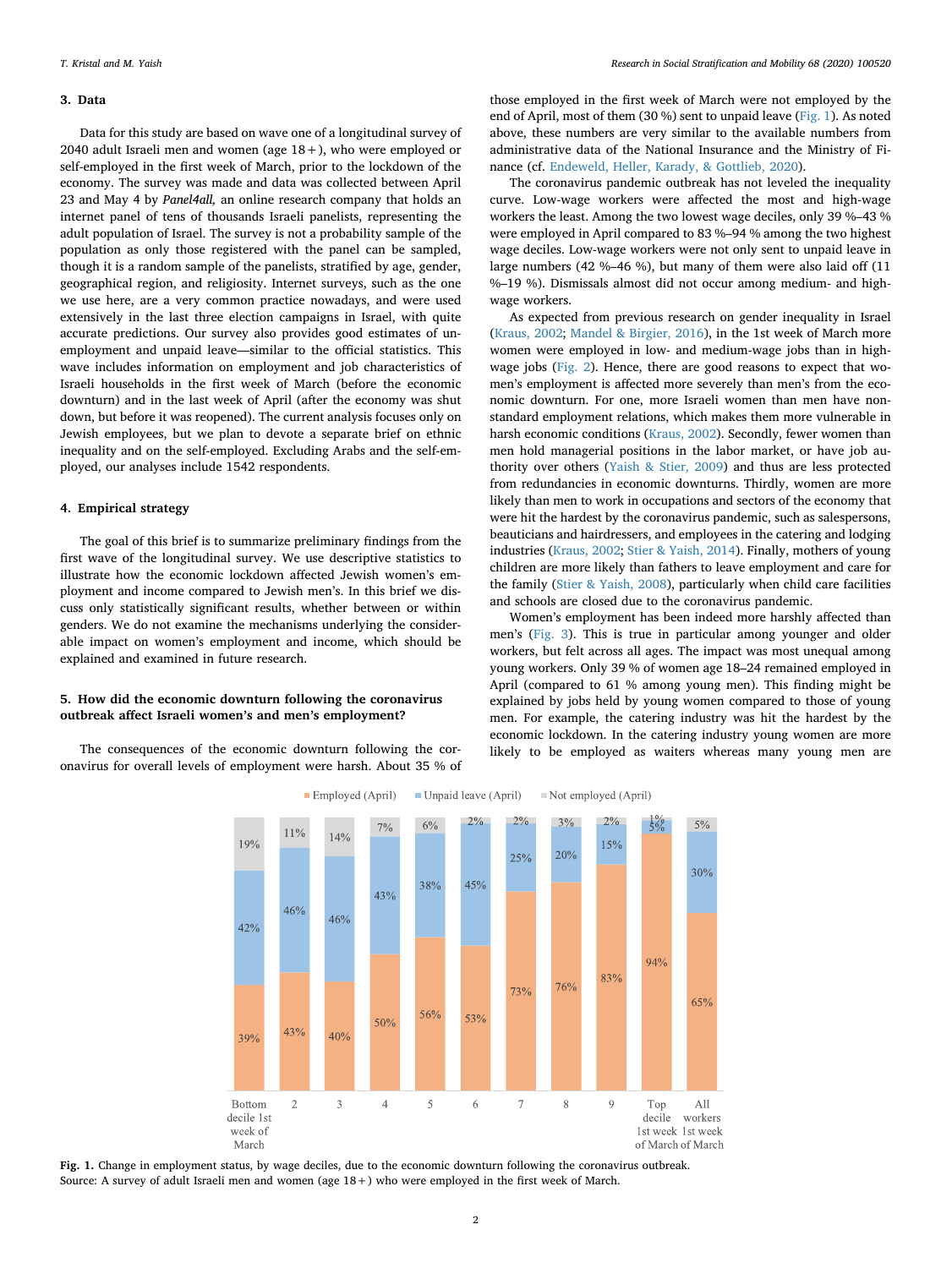## 3. Data

Data for this study are based on wave one of a longitudinal survey of 2040 adult Israeli men and women (age 18+), who were employed or self-employed in the first week of March, prior to the lockdown of the economy. The survey was made and data was collected between April 23 and May 4 by *Panel4all,* an online research company that holds an internet panel of tens of thousands Israeli panelists, representing the adult population of Israel. The survey is not a probability sample of the population as only those registered with the panel can be sampled, though it is a random sample of the panelists, stratified by age, gender, geographical region, and religiosity. Internet surveys, such as the one we use here, are a very common practice nowadays, and were used extensively in the last three election campaigns in Israel, with quite accurate predictions. Our survey also provides good estimates of unemployment and unpaid leave—similar to the official statistics. This wave includes information on employment and job characteristics of Israeli households in the first week of March (before the economic downturn) and in the last week of April (after the economy was shut down, but before it was reopened). The current analysis focuses only on Jewish employees, but we plan to devote a separate brief on ethnic inequality and on the self-employed. Excluding Arabs and the self-employed, our analyses include 1542 respondents.

## 4. Empirical strategy

The goal of this brief is to summarize preliminary findings from the first wave of the longitudinal survey. We use descriptive statistics to illustrate how the economic lockdown affected Jewish women's employment and income compared to Jewish men's. In this brief we discuss only statistically significant results, whether between or within genders. We do not examine the mechanisms underlying the considerable impact on women's employment and income, which should be explained and examined in future research.

## 5. How did the economic downturn following the coronavirus outbreak affect Israeli women's and men's employment?

The consequences of the economic downturn following the coronavirus for overall levels of employment were harsh. About 35 % of those employed in the first week of March were not employed by the end of April, most of them (30 %) sent to unpaid leave (Fig. 1). As noted above, these numbers are very similar to the available numbers from administrative data of the National Insurance and the Ministry of Finance (cf. Endeweld, Heller, Karady, & Gottlieb, 2020).

The coronavirus pandemic outbreak has not leveled the inequality curve. Low-wage workers were affected the most and high-wage workers the least. Among the two lowest wage deciles, only 39 %–43 % were employed in April compared to 83 %–94 % among the two highest wage deciles. Low-wage workers were not only sent to unpaid leave in large numbers (42 %–46 %), but many of them were also laid off (11 %–19 %). Dismissals almost did not occur among medium- and high-wage workers.

As expected from previous research on gender inequality in Israel (Kraus, 2002; Mandel & Birgier, 2016), in the 1st week of March more women were employed in low- and medium-wage jobs than in high-wage jobs (Fig. 2). Hence, there are good reasons to expect that women's employment is affected more severely than men's from the economic downturn. For one, more Israeli women than men have non-standard employment relations, which makes them more vulnerable in harsh economic conditions (Kraus, 2002). Secondly, fewer women than men hold managerial positions in the labor market, or have job authority over others (Yaish & Stier, 2009) and thus are less protected from redundancies in economic downturns. Thirdly, women are more likely than men to work in occupations and sectors of the economy that were hit the hardest by the coronavirus pandemic, such as salespersons, beauticians and hairdressers, and employees in the catering and lodging industries (Kraus, 2002; Stier & Yaish, 2014). Finally, mothers of young children are more likely than fathers to leave employment and care for the family (Stier & Yaish, 2008), particularly when child care facilities and schools are closed due to the coronavirus pandemic.

Women's employment has been indeed more harshly affected than men's (Fig. 3). This is true in particular among younger and older workers, but felt across all ages. The impact was most unequal among young workers. Only 39 % of women age 18–24 remained employed in April (compared to 61 % among young men). This finding might be explained by jobs held by young women compared to those of young men. For example, the catering industry was hit the hardest by the economic lockdown. In the catering industry young women are more likely to be employed as waiters whereas many young men are

| | Bottom decile 1st week of March | 2 | 3 | 4 | 5 | 6 | 7 | 8 | 9 | Top decile 1st week of March | All workers 1st week of March |
|---|---|---|---|---|---|---|---|---|---|---|---|
| Employed (April) | 39% | 43% | 40% | 50% | 56% | 53% | 73% | 76% | 83% | 94% | 65% |
| Unpaid leave (April) | 42% | 46% | 46% | 43% | 38% | 45% | 25% | 20% | 15% | 5% | 30% |
| Not employed (April) | 19% | 11% | 14% | 7% | 6% | 2% | 2% | 3% | 2% | 1% | 5% |

**Fig. 1.** Change in employment status, by wage deciles, due to the economic downturn following the coronavirus outbreak.
Source: A survey of adult Israeli men and women (age 18+) who were employed in the first week of March.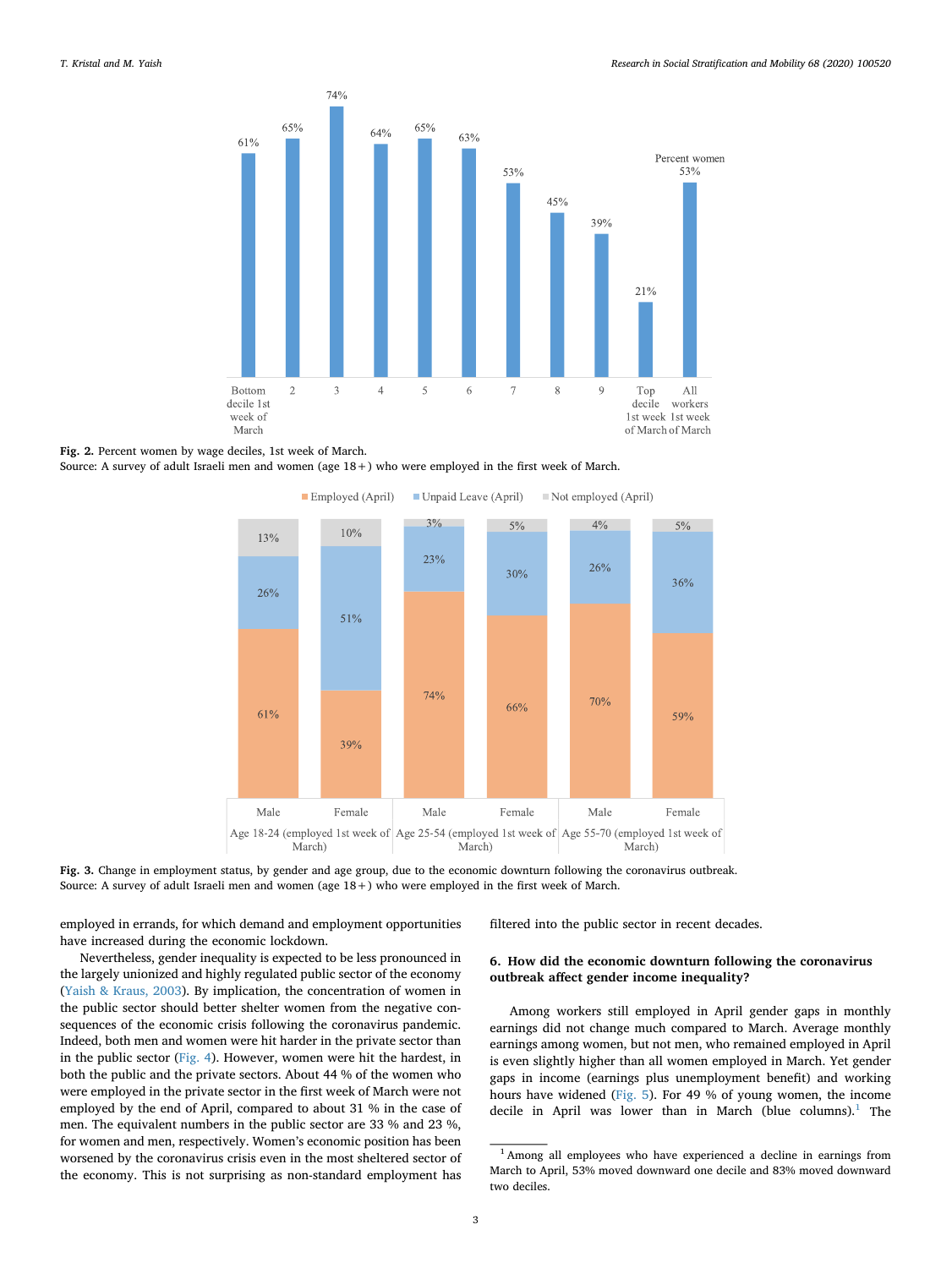Fig. 2. Percent women by wage deciles, 1st week of March.
Source: A survey of adult Israeli men and women (age 18+) who were employed in the first week of March.

Fig. 3. Change in employment status, by gender and age group, due to the economic downturn following the coronavirus outbreak.
Source: A survey of adult Israeli men and women (age 18+) who were employed in the first week of March.

employed in errands, for which demand and employment opportunities have increased during the economic lockdown.

Nevertheless, gender inequality is expected to be less pronounced in the largely unionized and highly regulated public sector of the economy (Yaish & Kraus, 2003). By implication, the concentration of women in the public sector should better shelter women from the negative consequences of the economic crisis following the coronavirus pandemic. Indeed, both men and women were hit harder in the private sector than in the public sector (Fig. 4). However, women were hit the hardest, in both the public and the private sectors. About 44 % of the women who were employed in the private sector in the first week of March were not employed by the end of April, compared to about 31 % in the case of men. The equivalent numbers in the public sector are 33 % and 23 %, for women and men, respectively. Women's economic position has been worsened by the coronavirus crisis even in the most sheltered sector of the economy. This is not surprising as non-standard employment has filtered into the public sector in recent decades.

## 6. How did the economic downturn following the coronavirus outbreak affect gender income inequality?

Among workers still employed in April gender gaps in monthly earnings did not change much compared to March. Average monthly earnings among women, but not men, who remained employed in April is even slightly higher than all women employed in March. Yet gender gaps in income (earnings plus unemployment benefit) and working hours have widened (Fig. 5). For 49 % of young women, the income decile in April was lower than in March (blue columns).[1] The

[1] Among all employees who have experienced a decline in earnings from March to April, 53% moved downward one decile and 83% moved downward two deciles.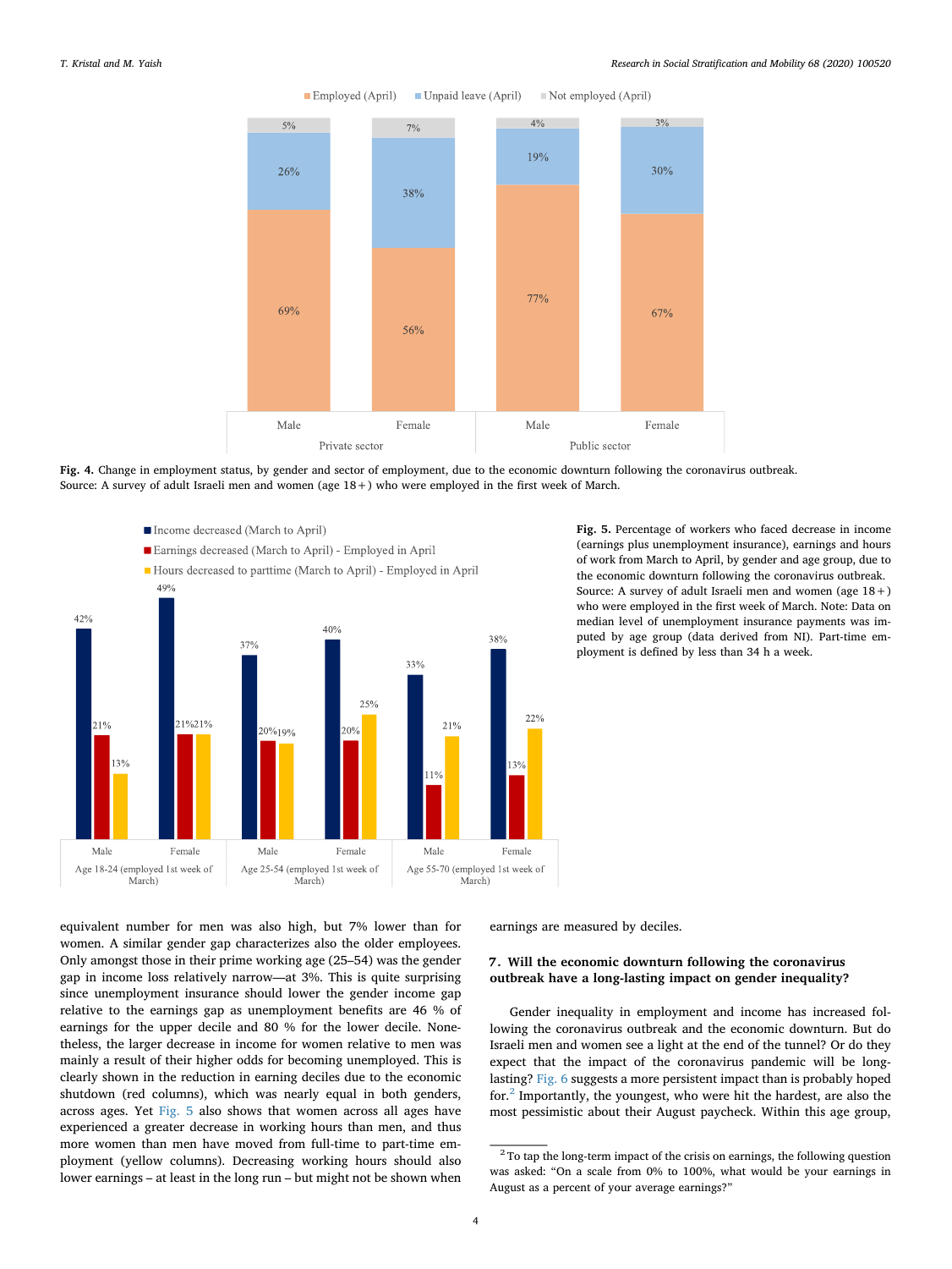Fig. 4. Change in employment status, by gender and sector of employment, due to the economic downturn following the coronavirus outbreak.
Source: A survey of adult Israeli men and women (age 18+) who were employed in the first week of March.

Fig. 5. Percentage of workers who faced decrease in income (earnings plus unemployment insurance), earnings and hours of work from March to April, by gender and age group, due to the economic downturn following the coronavirus outbreak.
Source: A survey of adult Israeli men and women (age 18+) who were employed in the first week of March. Note: Data on median level of unemployment insurance payments was imputed by age group (data derived from NI). Part-time employment is defined by less than 34 h a week.

equivalent number for men was also high, but 7% lower than for women. A similar gender gap characterizes also the older employees. Only amongst those in their prime working age (25–54) was the gender gap in income loss relatively narrow—at 3%. This is quite surprising since unemployment insurance should lower the gender income gap relative to the earnings gap as unemployment benefits are 46 % of earnings for the upper decile and 80 % for the lower decile. Nonetheless, the larger decrease in income for women relative to men was mainly a result of their higher odds for becoming unemployed. This is clearly shown in the reduction in earning deciles due to the economic shutdown (red columns), which was nearly equal in both genders, across ages. Yet Fig. 5 also shows that women across all ages have experienced a greater decrease in working hours than men, and thus more women than men have moved from full-time to part-time employment (yellow columns). Decreasing working hours should also lower earnings – at least in the long run – but might not be shown when earnings are measured by deciles.

## 7. Will the economic downturn following the coronavirus outbreak have a long-lasting impact on gender inequality?

Gender inequality in employment and income has increased following the coronavirus outbreak and the economic downturn. But do Israeli men and women see a light at the end of the tunnel? Or do they expect that the impact of the coronavirus pandemic will be long-lasting? Fig. 6 suggests a more persistent impact than is probably hoped for.[2] Importantly, the youngest, who were hit the hardest, are also the most pessimistic about their August paycheck. Within this age group,

[2] To tap the long-term impact of the crisis on earnings, the following question was asked: "On a scale from 0% to 100%, what would be your earnings in August as a percent of your average earnings?"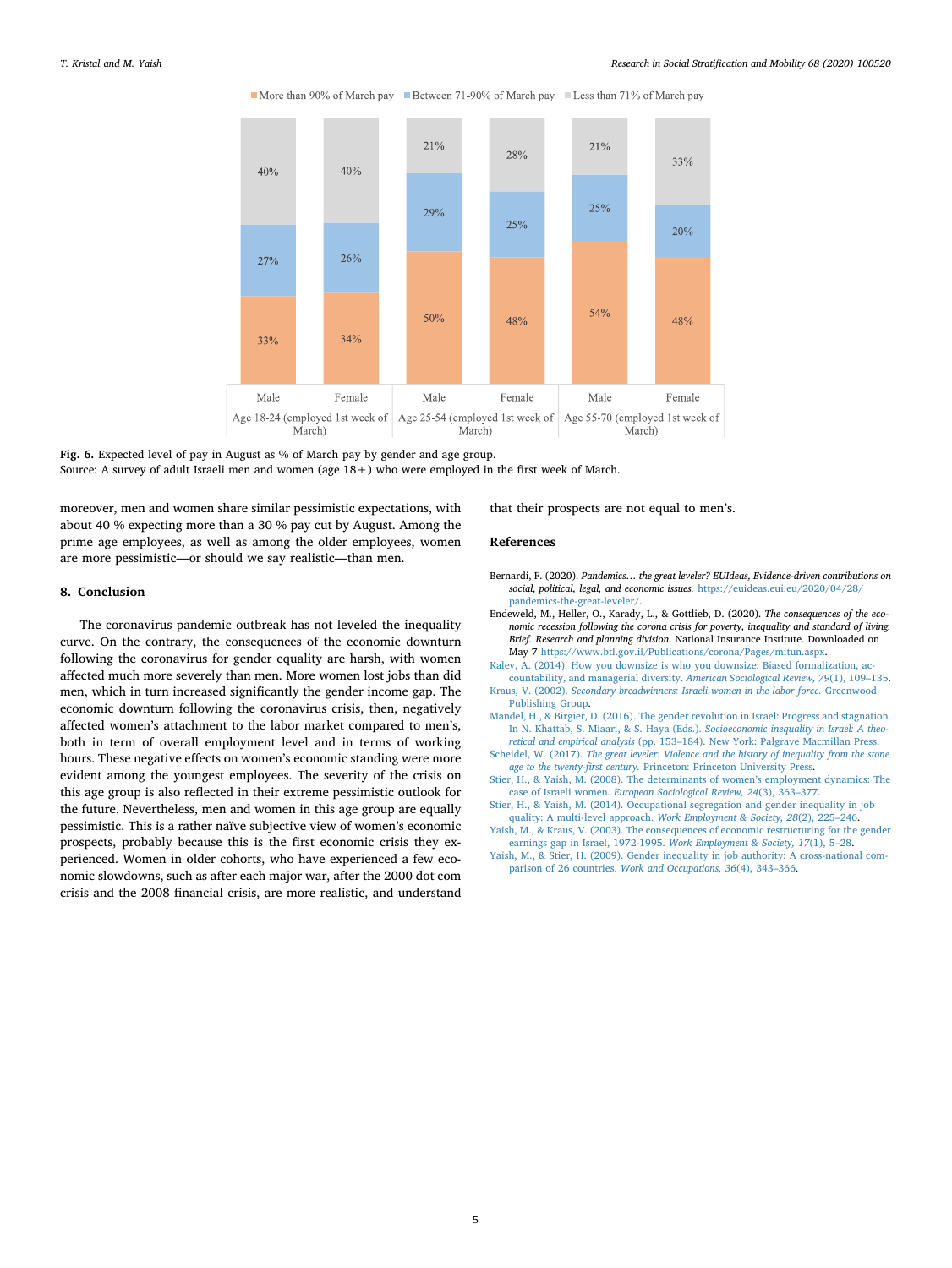More than 90% of March pay
Between 71-90% of March pay
Less than 71% of March pay

40%
27%
33%
40%
26%
34%
21%
29%
50%
28%
25%
48%
21%
25%
54%
33%
20%
48%

Male
Female
Male
Female
Male
Female

Age 18-24 (employed 1st week of March)
Age 25-54 (employed 1st week of March)
Age 55-70 (employed 1st week of March)

**Fig. 6.** Expected level of pay in August as % of March pay by gender and age group.
Source: A survey of adult Israeli men and women (age 18+) who were employed in the first week of March.

moreover, men and women share similar pessimistic expectations, with about 40 % expecting more than a 30 % pay cut by August. Among the prime age employees, as well as among the older employees, women are more pessimistic—or should we say realistic—than men.

## 8. Conclusion

The coronavirus pandemic outbreak has not leveled the inequality curve. On the contrary, the consequences of the economic downturn following the coronavirus for gender equality are harsh, with women affected much more severely than men. More women lost jobs than did men, which in turn increased significantly the gender income gap. The economic downturn following the coronavirus crisis, then, negatively affected women's attachment to the labor market compared to men's, both in term of overall employment level and in terms of working hours. These negative effects on women's economic standing were more evident among the youngest employees. The severity of the crisis on this age group is also reflected in their extreme pessimistic outlook for the future. Nevertheless, men and women in this age group are equally pessimistic. This is a rather naïve subjective view of women's economic prospects, probably because this is the first economic crisis they experienced. Women in older cohorts, who have experienced a few economic slowdowns, such as after each major war, after the 2000 dot com crisis and the 2008 financial crisis, are more realistic, and understand that their prospects are not equal to men's.

## References

Bernardi, F. (2020). *Pandemics… the great leveler? EUIdeas, Evidence-driven contributions on social, political, legal, and economic issues.* https://euideas.eui.eu/2020/04/28/pandemics-the-great-leveler/.

Endeweld, M., Heller, O., Karady, L., & Gottlieb, D. (2020). *The consequences of the economic recession following the corona crisis for poverty, inequality and standard of living. Brief. Research and planning division.* National Insurance Institute. Downloaded on May 7 https://www.btl.gov.il/Publications/corona/Pages/mitun.aspx.

Kalev, A. (2014). How you downsize is who you downsize: Biased formalization, accountability, and managerial diversity. *American Sociological Review, 79*(1), 109–135.

Kraus, V. (2002). *Secondary breadwinners: Israeli women in the labor force.* Greenwood Publishing Group.

Mandel, H., & Birgier, D. (2016). The gender revolution in Israel: Progress and stagnation. In N. Khattab, S. Miaari, & S. Haya (Eds.). *Socioeconomic inequality in Israel: A theoretical and empirical analysis* (pp. 153–184). New York: Palgrave Macmillan Press.

Scheidel, W. (2017). *The great leveler: Violence and the history of inequality from the stone age to the twenty-first century.* Princeton: Princeton University Press.

Stier, H., & Yaish, M. (2008). The determinants of women's employment dynamics: The case of Israeli women. *European Sociological Review, 24*(3), 363–377.

Stier, H., & Yaish, M. (2014). Occupational segregation and gender inequality in job quality: A multi-level approach. *Work Employment & Society, 28*(2), 225–246.

Yaish, M., & Kraus, V. (2003). The consequences of economic restructuring for the gender earnings gap in Israel, 1972-1995. *Work Employment & Society, 17*(1), 5–28.

Yaish, M., & Stier, H. (2009). Gender inequality in job authority: A cross-national comparison of 26 countries. *Work and Occupations, 36*(4), 343–366.